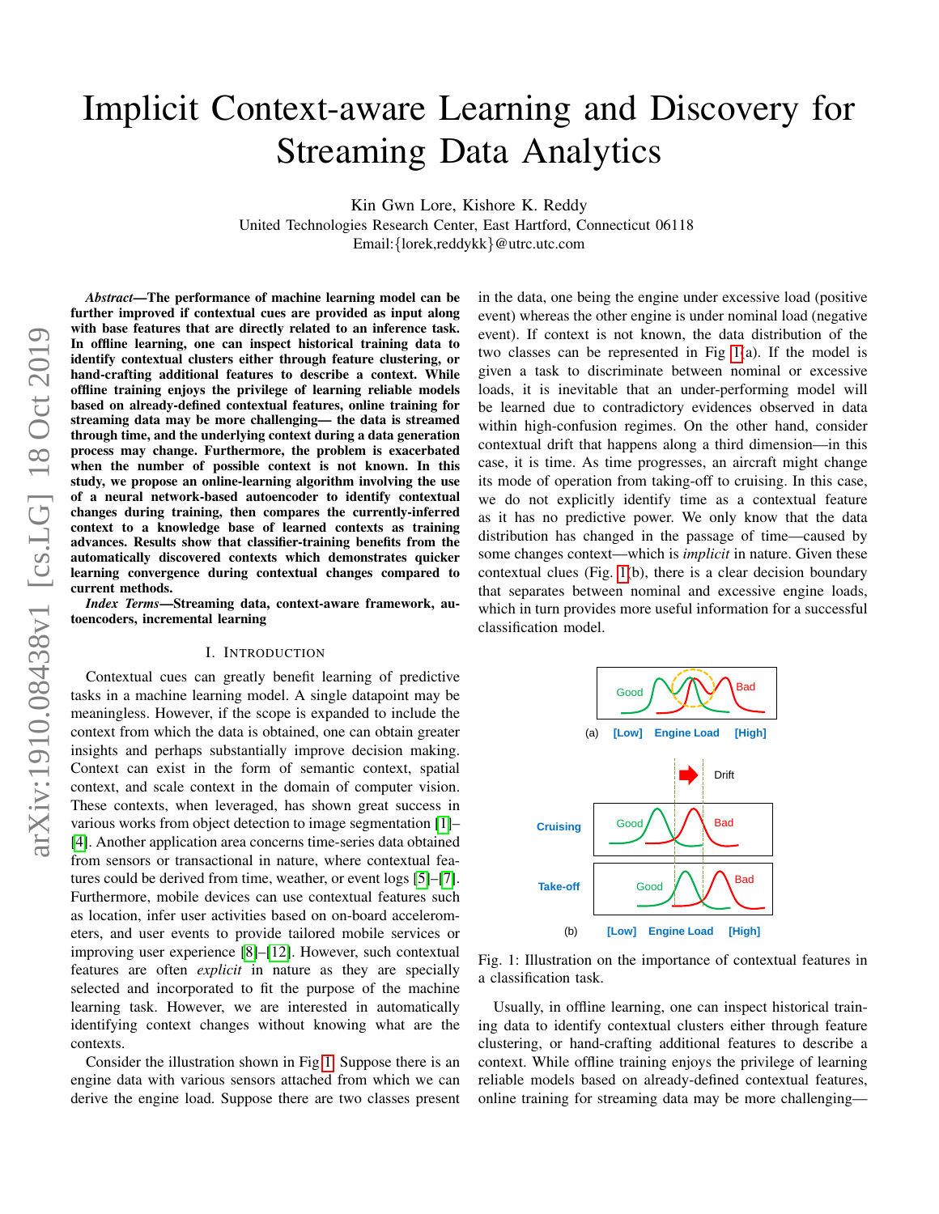# Implicit Context-aware Learning and Discovery for Streaming Data Analytics

Kin Gwn Lore, Kishore K. Reddy
United Technologies Research Center, East Hartford, Connecticut 06118
Email:{lorek,reddykk}@utrc.utc.com

***Abstract*—The performance of machine learning model can be further improved if contextual cues are provided as input along with base features that are directly related to an inference task. In offline learning, one can inspect historical training data to identify contextual clusters either through feature clustering, or hand-crafting additional features to describe a context. While offline training enjoys the privilege of learning reliable models based on already-defined contextual features, online training for streaming data may be more challenging— the data is streamed through time, and the underlying context during a data generation process may change. Furthermore, the problem is exacerbated when the number of possible context is not known. In this study, we propose an online-learning algorithm involving the use of a neural network-based autoencoder to identify contextual changes during training, then compares the currently-inferred context to a knowledge base of learned contexts as training advances. Results show that classifier-training benefits from the automatically discovered contexts which demonstrates quicker learning convergence during contextual changes compared to current methods.**

***Index Terms*—Streaming data, context-aware framework, autoencoders, incremental learning**

## I. Introduction

Contextual cues can greatly benefit learning of predictive tasks in a machine learning model. A single datapoint may be meaningless. However, if the scope is expanded to include the context from which the data is obtained, one can obtain greater insights and perhaps substantially improve decision making. Context can exist in the form of semantic context, spatial context, and scale context in the domain of computer vision. These contexts, when leveraged, has shown great success in various works from object detection to image segmentation [1]–[4]. Another application area concerns time-series data obtained from sensors or transactional in nature, where contextual features could be derived from time, weather, or event logs [5]–[7]. Furthermore, mobile devices can use contextual features such as location, infer user activities based on on-board accelerometers, and user events to provide tailored mobile services or improving user experience [8]–[12]. However, such contextual features are often *explicit* in nature as they are specially selected and incorporated to fit the purpose of the machine learning task. However, we are interested in automatically identifying context changes without knowing what are the contexts.

Consider the illustration shown in Fig 1. Suppose there is an engine data with various sensors attached from which we can derive the engine load. Suppose there are two classes present in the data, one being the engine under excessive load (positive event) whereas the other engine is under nominal load (negative event). If context is not known, the data distribution of the two classes can be represented in Fig 1(a). If the model is given a task to discriminate between nominal or excessive loads, it is inevitable that an under-performing model will be learned due to contradictory evidences observed in data within high-confusion regimes. On the other hand, consider contextual drift that happens along a third dimension—in this case, it is time. As time progresses, an aircraft might change its mode of operation from taking-off to cruising. In this case, we do not explicitly identify time as a contextual feature as it has no predictive power. We only know that the data distribution has changed in the passage of time—caused by some changes context—which is *implicit* in nature. Given these contextual clues (Fig. 1(b), there is a clear decision boundary that separates between nominal and excessive engine loads, which in turn provides more useful information for a successful classification model.

Good
Bad
(a) [Low] Engine Load [High]

Drift
Cruising
Good
Bad
Take-off
Good
Bad
(b) [Low] Engine Load [High]

Fig. 1: Illustration on the importance of contextual features in a classification task.

Usually, in offline learning, one can inspect historical training data to identify contextual clusters either through feature clustering, or hand-crafting additional features to describe a context. While offline training enjoys the privilege of learning reliable models based on already-defined contextual features, online training for streaming data may be more challenging—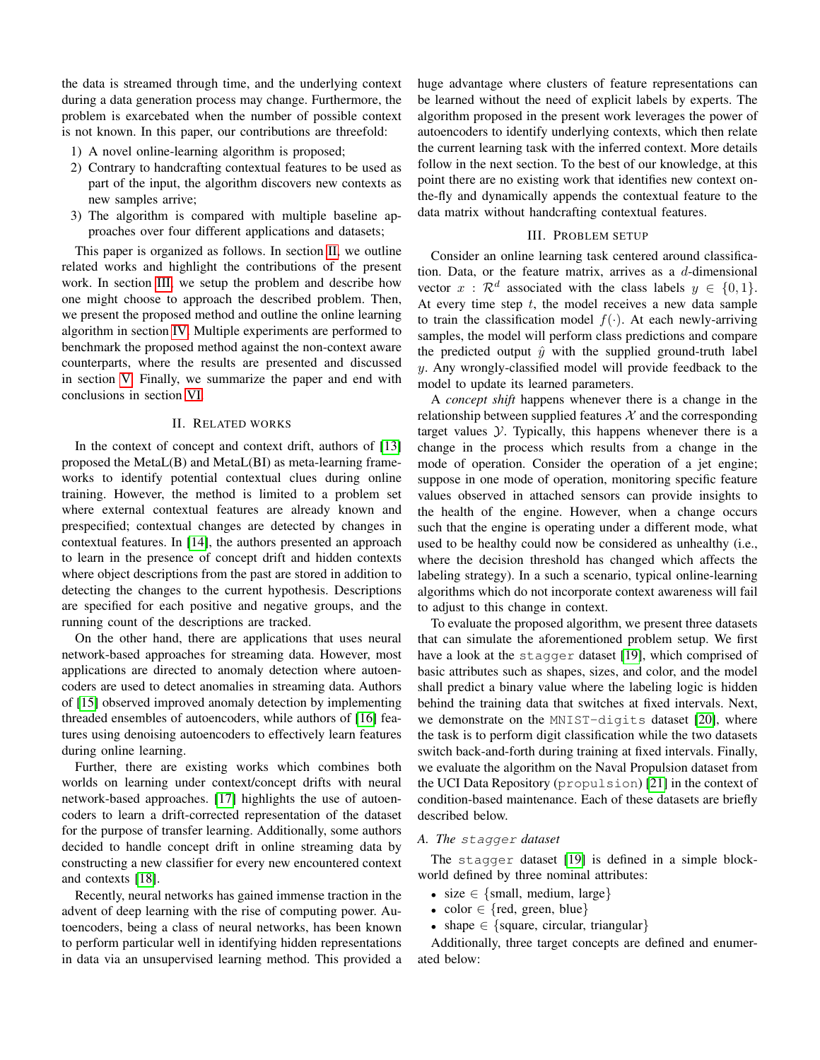the data is streamed through time, and the underlying context during a data generation process may change. Furthermore, the problem is exarcebated when the number of possible context is not known. In this paper, our contributions are threefold:

1) A novel online-learning algorithm is proposed;
2) Contrary to handcrafting contextual features to be used as part of the input, the algorithm discovers new contexts as new samples arrive;
3) The algorithm is compared with multiple baseline approaches over four different applications and datasets;

This paper is organized as follows. In section II, we outline related works and highlight the contributions of the present work. In section III, we setup the problem and describe how one might choose to approach the described problem. Then, we present the proposed method and outline the online learning algorithm in section IV. Multiple experiments are performed to benchmark the proposed method against the non-context aware counterparts, where the results are presented and discussed in section V. Finally, we summarize the paper and end with conclusions in section VI.

## II. Related works

In the context of concept and context drift, authors of [13] proposed the MetaL(B) and MetaL(BI) as meta-learning frameworks to identify potential contextual clues during online training. However, the method is limited to a problem set where external contextual features are already known and prespecified; contextual changes are detected by changes in contextual features. In [14], the authors presented an approach to learn in the presence of concept drift and hidden contexts where object descriptions from the past are stored in addition to detecting the changes to the current hypothesis. Descriptions are specified for each positive and negative groups, and the running count of the descriptions are tracked.

On the other hand, there are applications that uses neural network-based approaches for streaming data. However, most applications are directed to anomaly detection where autoencoders are used to detect anomalies in streaming data. Authors of [15] observed improved anomaly detection by implementing threaded ensembles of autoencoders, while authors of [16] features using denoising autoencoders to effectively learn features during online learning.

Further, there are existing works which combines both worlds on learning under context/concept drifts with neural network-based approaches. [17] highlights the use of autoencoders to learn a drift-corrected representation of the dataset for the purpose of transfer learning. Additionally, some authors decided to handle concept drift in online streaming data by constructing a new classifier for every new encountered context and contexts [18].

Recently, neural networks has gained immense traction in the advent of deep learning with the rise of computing power. Autoencoders, being a class of neural networks, has been known to perform particular well in identifying hidden representations in data via an unsupervised learning method. This provided a huge advantage where clusters of feature representations can be learned without the need of explicit labels by experts. The algorithm proposed in the present work leverages the power of autoencoders to identify underlying contexts, which then relate the current learning task with the inferred context. More details follow in the next section. To the best of our knowledge, at this point there are no existing work that identifies new context on-the-fly and dynamically appends the contextual feature to the data matrix without handcrafting contextual features.

## III. Problem setup

Consider an online learning task centered around classification. Data, or the feature matrix, arrives as a $d$-dimensional vector $x : \mathcal{R}^d$ associated with the class labels $y \in \{0, 1\}$. At every time step $t$, the model receives a new data sample to train the classification model $f(\cdot)$. At each newly-arriving samples, the model will perform class predictions and compare the predicted output $\hat{y}$ with the supplied ground-truth label $y$. Any wrongly-classified model will provide feedback to the model to update its learned parameters.

A *concept shift* happens whenever there is a change in the relationship between supplied features $\mathcal{X}$ and the corresponding target values $\mathcal{Y}$. Typically, this happens whenever there is a change in the process which results from a change in the mode of operation. Consider the operation of a jet engine; suppose in one mode of operation, monitoring specific feature values observed in attached sensors can provide insights to the health of the engine. However, when a change occurs such that the engine is operating under a different mode, what used to be healthy could now be considered as unhealthy (i.e., where the decision threshold has changed which affects the labeling strategy). In a such a scenario, typical online-learning algorithms which do not incorporate context awareness will fail to adjust to this change in context.

To evaluate the proposed algorithm, we present three datasets that can simulate the aforementioned problem setup. We first have a look at the `stagger` dataset [19], which comprised of basic attributes such as shapes, sizes, and color, and the model shall predict a binary value where the labeling logic is hidden behind the training data that switches at fixed intervals. Next, we demonstrate on the `MNIST-digits` dataset [20], where the task is to perform digit classification while the two datasets switch back-and-forth during training at fixed intervals. Finally, we evaluate the algorithm on the Naval Propulsion dataset from the UCI Data Repository (`propulsion`) [21] in the context of condition-based maintenance. Each of these datasets are briefly described below.

### A. The `stagger` dataset

The `stagger` dataset [19] is defined in a simple block-world defined by three nominal attributes:

- size $\in$ {small, medium, large}
- color $\in$ {red, green, blue}
- shape $\in$ {square, circular, triangular}

Additionally, three target concepts are defined and enumerated below: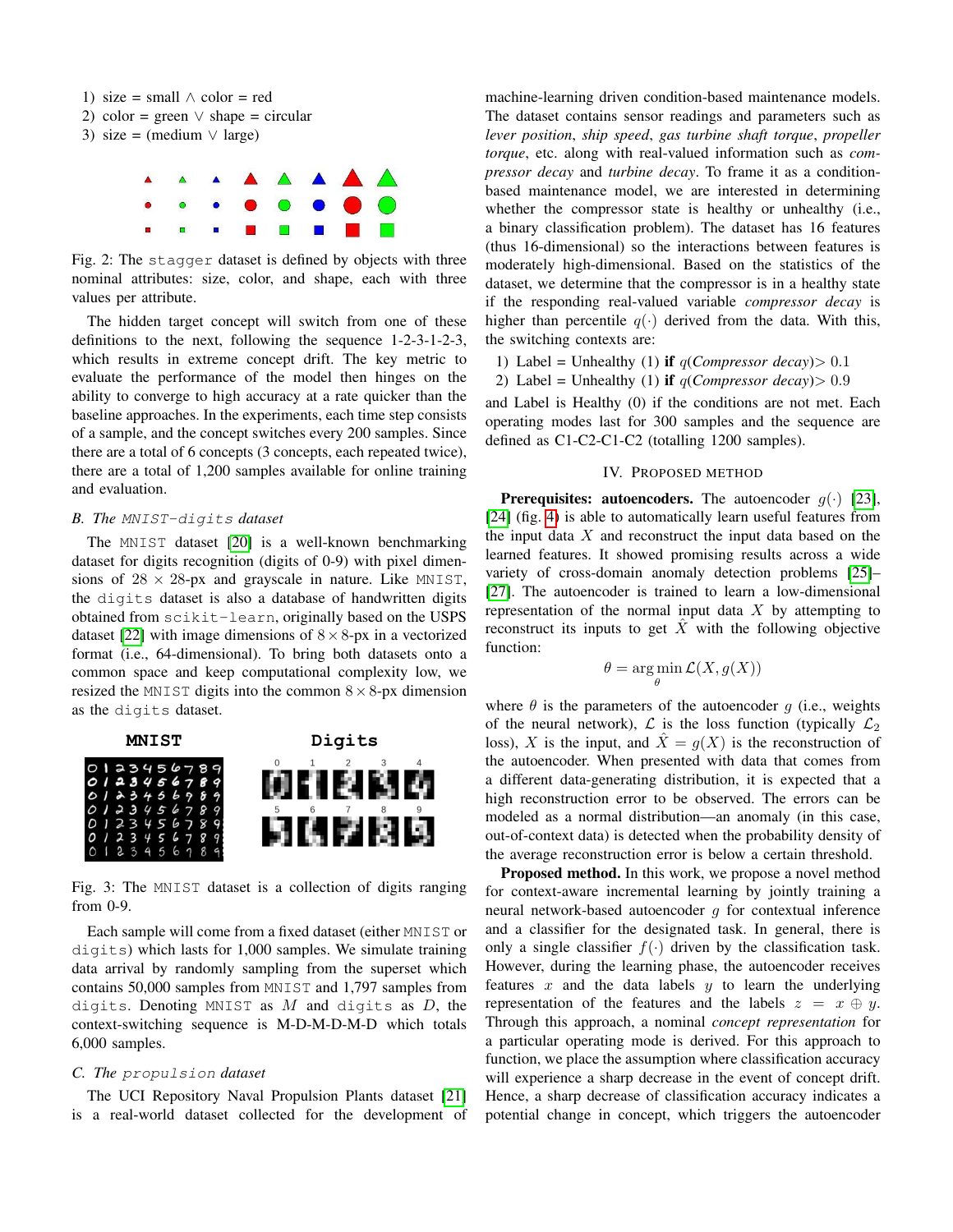1) size = small ∧ color = red
2) color = green ∨ shape = circular
3) size = (medium ∨ large)

Fig. 2: The `stagger` dataset is defined by objects with three nominal attributes: size, color, and shape, each with three values per attribute.

The hidden target concept will switch from one of these definitions to the next, following the sequence 1-2-3-1-2-3, which results in extreme concept drift. The key metric to evaluate the performance of the model then hinges on the ability to converge to high accuracy at a rate quicker than the baseline approaches. In the experiments, each time step consists of a sample, and the concept switches every 200 samples. Since there are a total of 6 concepts (3 concepts, each repeated twice), there are a total of 1,200 samples available for online training and evaluation.

### B. The `MNIST-digits` dataset

The `MNIST` dataset [20] is a well-known benchmarking dataset for digits recognition (digits of 0-9) with pixel dimensions of $28 \times 28$-px and grayscale in nature. Like `MNIST`, the `digits` dataset is also a database of handwritten digits obtained from `scikit-learn`, originally based on the USPS dataset [22] with image dimensions of $8 \times 8$-px in a vectorized format (i.e., 64-dimensional). To bring both datasets onto a common space and keep computational complexity low, we resized the `MNIST` digits into the common $8 \times 8$-px dimension as the `digits` dataset.

MNIST

Digits

0 1 2 3 4
5 6 7 8 9

Fig. 3: The `MNIST` dataset is a collection of digits ranging from 0-9.

Each sample will come from a fixed dataset (either `MNIST` or `digits`) which lasts for 1,000 samples. We simulate training data arrival by randomly sampling from the superset which contains 50,000 samples from `MNIST` and 1,797 samples from `digits`. Denoting `MNIST` as $M$ and `digits` as $D$, the context-switching sequence is M-D-M-D-M-D which totals 6,000 samples.

### C. The `propulsion` dataset

The UCI Repository Naval Propulsion Plants dataset [21] is a real-world dataset collected for the development of machine-learning driven condition-based maintenance models. The dataset contains sensor readings and parameters such as *lever position*, *ship speed*, *gas turbine shaft torque*, *propeller torque*, etc. along with real-valued information such as *compressor decay* and *turbine decay*. To frame it as a condition-based maintenance model, we are interested in determining whether the compressor state is healthy or unhealthy (i.e., a binary classification problem). The dataset has 16 features (thus 16-dimensional) so the interactions between features is moderately high-dimensional. Based on the statistics of the dataset, we determine that the compressor is in a healthy state if the responding real-valued variable *compressor decay* is higher than percentile $q(\cdot)$ derived from the data. With this, the switching contexts are:

1) Label = Unhealthy (1) **if** $q$(*Compressor decay*)$> 0.1$
2) Label = Unhealthy (1) **if** $q$(*Compressor decay*)$> 0.9$

and Label is Healthy (0) if the conditions are not met. Each operating modes last for 300 samples and the sequence are defined as C1-C2-C1-C2 (totalling 1200 samples).

## IV. Proposed Method

**Prerequisites: autoencoders.** The autoencoder $g(\cdot)$ [23], [24] (fig. 4) is able to automatically learn useful features from the input data $X$ and reconstruct the input data based on the learned features. It showed promising results across a wide variety of cross-domain anomaly detection problems [25]–[27]. The autoencoder is trained to learn a low-dimensional representation of the normal input data $X$ by attempting to reconstruct its inputs to get $\hat{X}$ with the following objective function:

$$\theta = \arg\min_{\theta} \mathcal{L}(X, g(X))$$

where $\theta$ is the parameters of the autoencoder $g$ (i.e., weights of the neural network), $\mathcal{L}$ is the loss function (typically $\mathcal{L}_2$ loss), $X$ is the input, and $\hat{X} = g(X)$ is the reconstruction of the autoencoder. When presented with data that comes from a different data-generating distribution, it is expected that a high reconstruction error to be observed. The errors can be modeled as a normal distribution—an anomaly (in this case, out-of-context data) is detected when the probability density of the average reconstruction error is below a certain threshold.

**Proposed method.** In this work, we propose a novel method for context-aware incremental learning by jointly training a neural network-based autoencoder $g$ for contextual inference and a classifier for the designated task. In general, there is only a single classifier $f(\cdot)$ driven by the classification task. However, during the learning phase, the autoencoder receives features $x$ and the data labels $y$ to learn the underlying representation of the features and the labels $z = x \oplus y$. Through this approach, a nominal *concept representation* for a particular operating mode is derived. For this approach to function, we place the assumption where classification accuracy will experience a sharp decrease in the event of concept drift. Hence, a sharp decrease of classification accuracy indicates a potential change in concept, which triggers the autoencoder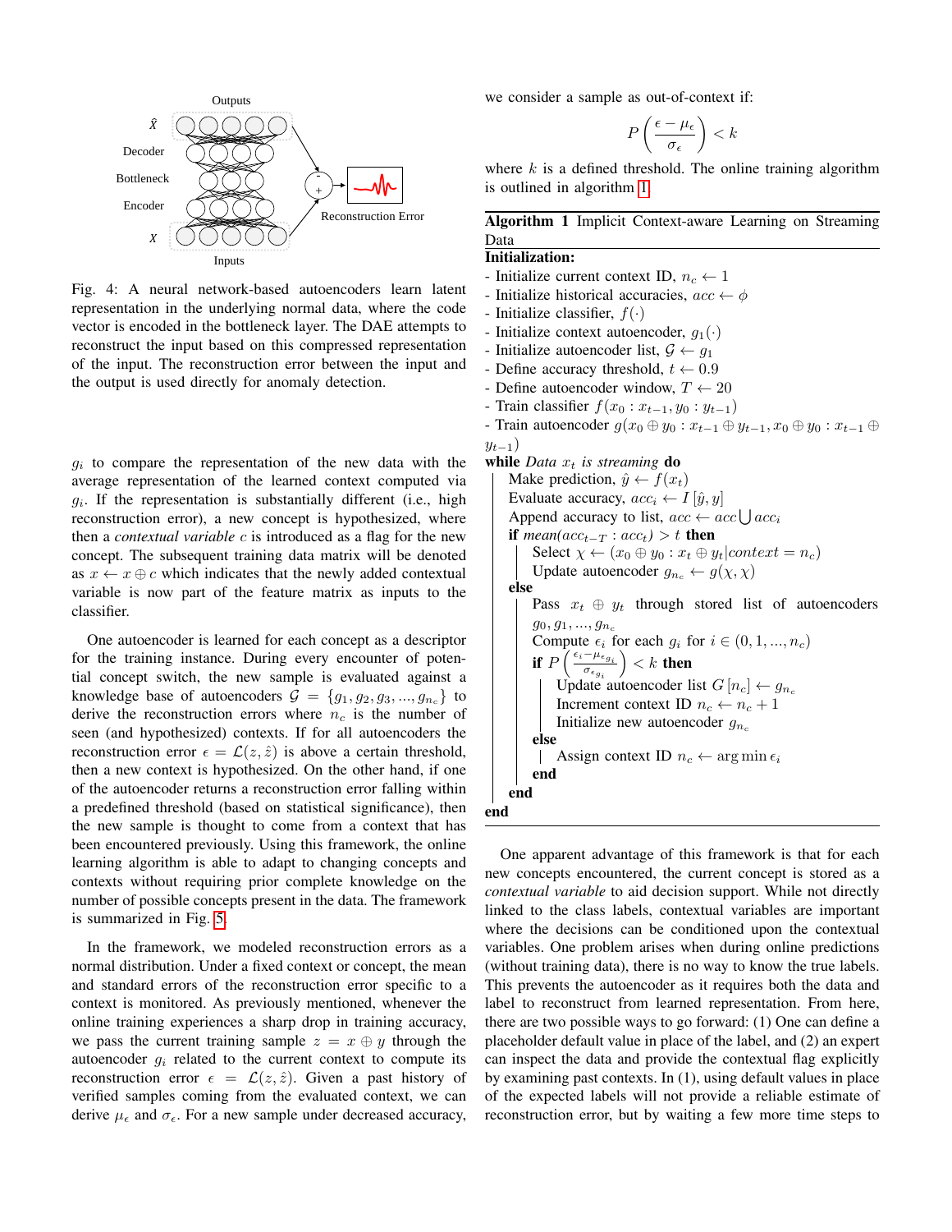Outputs

$\hat{X}$

Decoder

Bottleneck

Encoder

$X$

Inputs

Reconstruction Error

Fig. 4: A neural network-based autoencoders learn latent representation in the underlying normal data, where the code vector is encoded in the bottleneck layer. The DAE attempts to reconstruct the input based on this compressed representation of the input. The reconstruction error between the input and the output is used directly for anomaly detection.

$g_i$ to compare the representation of the new data with the average representation of the learned context computed via $g_i$. If the representation is substantially different (i.e., high reconstruction error), a new concept is hypothesized, where then a *contextual variable* $c$ is introduced as a flag for the new concept. The subsequent training data matrix will be denoted as $x \leftarrow x \oplus c$ which indicates that the newly added contextual variable is now part of the feature matrix as inputs to the classifier.

One autoencoder is learned for each concept as a descriptor for the training instance. During every encounter of potential concept switch, the new sample is evaluated against a knowledge base of autoencoders $\mathcal{G} = \{g_1, g_2, g_3, ..., g_{n_c}\}$ to derive the reconstruction errors where $n_c$ is the number of seen (and hypothesized) contexts. If for all autoencoders the reconstruction error $\epsilon = \mathcal{L}(z, \hat{z})$ is above a certain threshold, then a new context is hypothesized. On the other hand, if one of the autoencoder returns a reconstruction error falling within a predefined threshold (based on statistical significance), then the new sample is thought to come from a context that has been encountered previously. Using this framework, the online learning algorithm is able to adapt to changing concepts and contexts without requiring prior complete knowledge on the number of possible concepts present in the data. The framework is summarized in Fig. 5.

In the framework, we modeled reconstruction errors as a normal distribution. Under a fixed context or concept, the mean and standard errors of the reconstruction error specific to a context is monitored. As previously mentioned, whenever the online training experiences a sharp drop in training accuracy, we pass the current training sample $z = x \oplus y$ through the autoencoder $g_i$ related to the current context to compute its reconstruction error $\epsilon = \mathcal{L}(z, \hat{z})$. Given a past history of verified samples coming from the evaluated context, we can derive $\mu_\epsilon$ and $\sigma_\epsilon$. For a new sample under decreased accuracy, we consider a sample as out-of-context if:

$$P\left(\frac{\epsilon - \mu_\epsilon}{\sigma_\epsilon}\right) < k$$

where $k$ is a defined threshold. The online training algorithm is outlined in algorithm 1.

**Algorithm 1** Implicit Context-aware Learning on Streaming Data

**Initialization:**
- Initialize current context ID, $n_c \leftarrow 1$
- Initialize historical accuracies, $acc \leftarrow \phi$
- Initialize classifier, $f(\cdot)$
- Initialize context autoencoder, $g_1(\cdot)$
- Initialize autoencoder list, $\mathcal{G} \leftarrow g_1$
- Define accuracy threshold, $t \leftarrow 0.9$
- Define autoencoder window, $T \leftarrow 20$
- Train classifier $f(x_0 : x_{t-1}, y_0 : y_{t-1})$
- Train autoencoder $g(x_0 \oplus y_0 : x_{t-1} \oplus y_{t-1}, x_0 \oplus y_0 : x_{t-1} \oplus y_{t-1})$

**while** *Data* $x_t$ *is streaming* **do**
 Make prediction, $\hat{y} \leftarrow f(x_t)$
 Evaluate accuracy, $acc_i \leftarrow I[\hat{y}, y]$
 Append accuracy to list, $acc \leftarrow acc \bigcup acc_i$
 **if** *mean*($acc_{t-T} : acc_t$) $> t$ **then**
  Select $\chi \leftarrow (x_0 \oplus y_0 : x_t \oplus y_t | context = n_c)$
  Update autoencoder $g_{n_c} \leftarrow g(\chi, \chi)$
 **else**
  Pass $x_t \oplus y_t$ through stored list of autoencoders $g_0, g_1, ..., g_{n_c}$
  Compute $\epsilon_i$ for each $g_i$ for $i \in (0, 1, ..., n_c)$
  **if** $P\left(\frac{\epsilon_i - \mu_{\epsilon_{g_i}}}{\sigma_{\epsilon_{g_i}}}\right) < k$ **then**
   Update autoencoder list $G[n_c] \leftarrow g_{n_c}$
   Increment context ID $n_c \leftarrow n_c + 1$
   Initialize new autoencoder $g_{n_c}$
  **else**
   Assign context ID $n_c \leftarrow \arg\min \epsilon_i$
  **end**
 **end**
**end**

One apparent advantage of this framework is that for each new concepts encountered, the current concept is stored as a *contextual variable* to aid decision support. While not directly linked to the class labels, contextual variables are important where the decisions can be conditioned upon the contextual variables. One problem arises when during online predictions (without training data), there is no way to know the true labels. This prevents the autoencoder as it requires both the data and label to reconstruct from learned representation. From here, there are two possible ways to go forward: (1) One can define a placeholder default value in place of the label, and (2) an expert can inspect the data and provide the contextual flag explicitly by examining past contexts. In (1), using default values in place of the expected labels will not provide a reliable estimate of reconstruction error, but by waiting a few more time steps to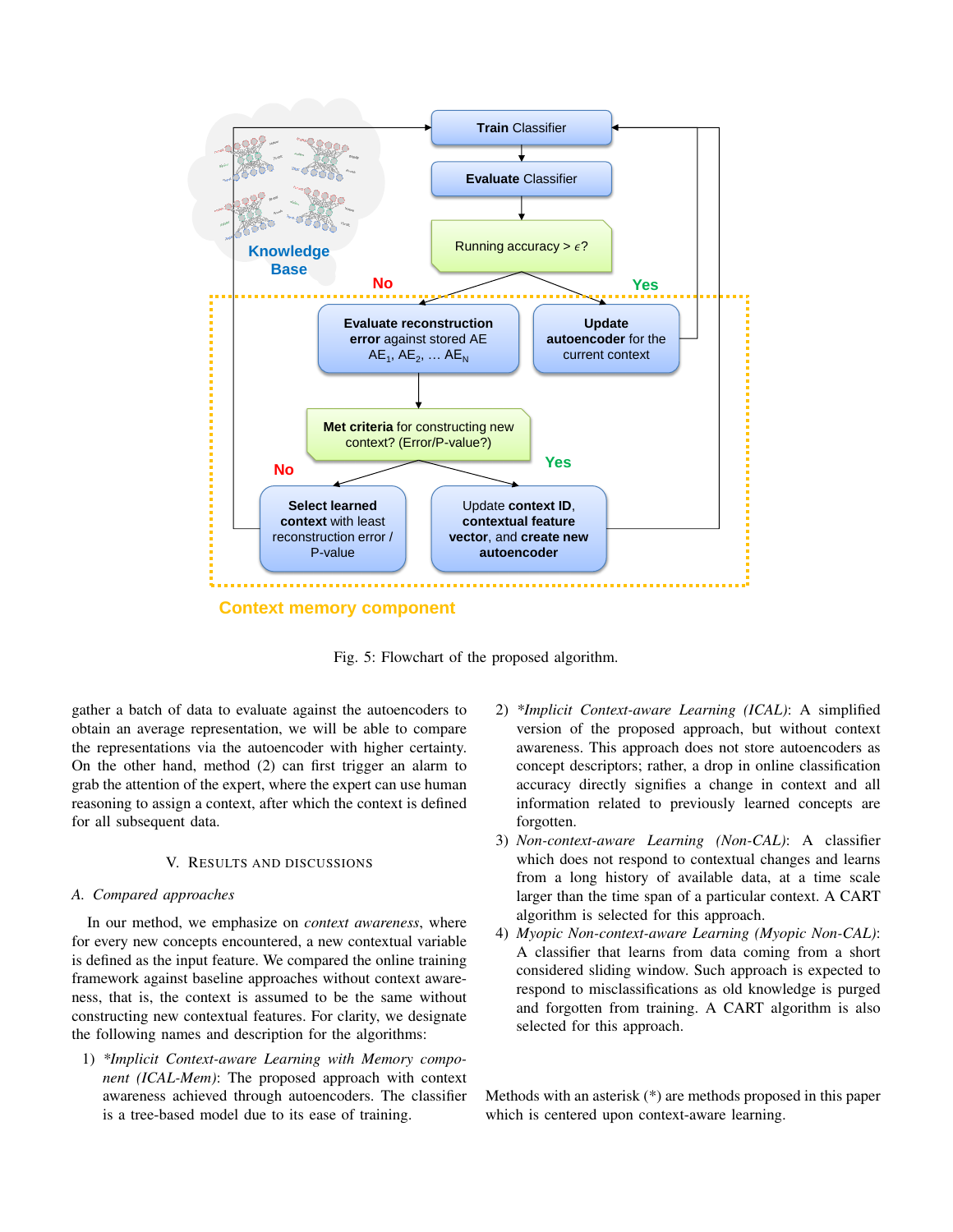Fig. 5: Flowchart of the proposed algorithm.

gather a batch of data to evaluate against the autoencoders to obtain an average representation, we will be able to compare the representations via the autoencoder with higher certainty. On the other hand, method (2) can first trigger an alarm to grab the attention of the expert, where the expert can use human reasoning to assign a context, after which the context is defined for all subsequent data.

## V. Results and Discussions

### A. Compared approaches

In our method, we emphasize on *context awareness*, where for every new concepts encountered, a new contextual variable is defined as the input feature. We compared the online training framework against baseline approaches without context awareness, that is, the context is assumed to be the same without constructing new contextual features. For clarity, we designate the following names and description for the algorithms:

1) *\*Implicit Context-aware Learning with Memory component (ICAL-Mem)*: The proposed approach with context awareness achieved through autoencoders. The classifier is a tree-based model due to its ease of training.
2) *\*Implicit Context-aware Learning (ICAL)*: A simplified version of the proposed approach, but without context awareness. This approach does not store autoencoders as concept descriptors; rather, a drop in online classification accuracy directly signifies a change in context and all information related to previously learned concepts are forgotten.
3) *Non-context-aware Learning (Non-CAL)*: A classifier which does not respond to contextual changes and learns from a long history of available data, at a time scale larger than the time span of a particular context. A CART algorithm is selected for this approach.
4) *Myopic Non-context-aware Learning (Myopic Non-CAL)*: A classifier that learns from data coming from a short considered sliding window. Such approach is expected to respond to misclassifications as old knowledge is purged and forgotten from training. A CART algorithm is also selected for this approach.

Methods with an asterisk (*) are methods proposed in this paper which is centered upon context-aware learning.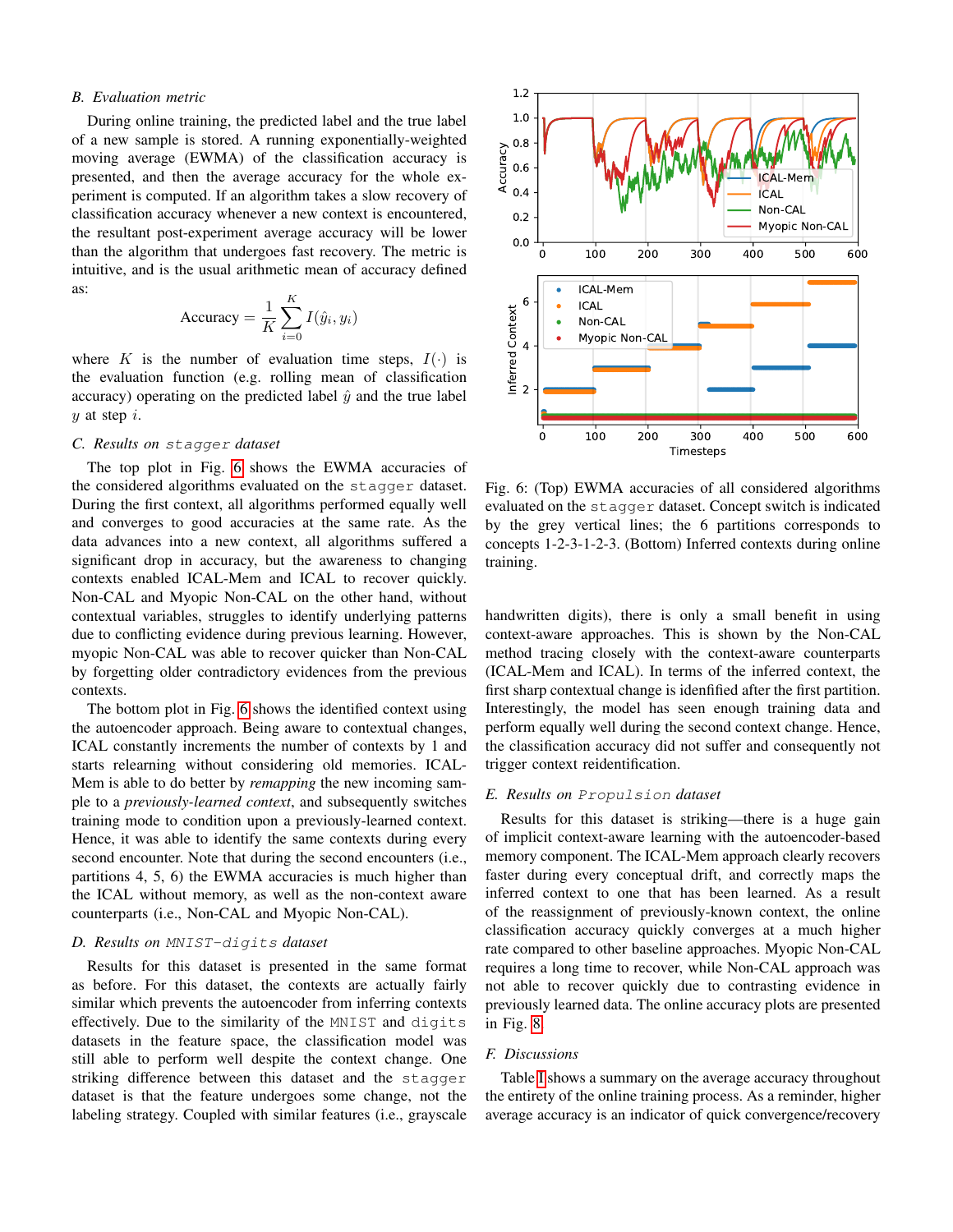### B. Evaluation metric

During online training, the predicted label and the true label of a new sample is stored. A running exponentially-weighted moving average (EWMA) of the classification accuracy is presented, and then the average accuracy for the whole experiment is computed. If an algorithm takes a slow recovery of classification accuracy whenever a new context is encountered, the resultant post-experiment average accuracy will be lower than the algorithm that undergoes fast recovery. The metric is intuitive, and is the usual arithmetic mean of accuracy defined as:

$$\text{Accuracy} = \frac{1}{K}\sum_{i=0}^{K} I(\hat{y}_i, y_i)$$

where $K$ is the number of evaluation time steps, $I(\cdot)$ is the evaluation function (e.g. rolling mean of classification accuracy) operating on the predicted label $\hat{y}$ and the true label $y$ at step $i$.

### C. Results on stagger dataset

The top plot in Fig. 6 shows the EWMA accuracies of the considered algorithms evaluated on the stagger dataset. During the first context, all algorithms performed equally well and converges to good accuracies at the same rate. As the data advances into a new context, all algorithms suffered a significant drop in accuracy, but the awareness to changing contexts enabled ICAL-Mem and ICAL to recover quickly. Non-CAL and Myopic Non-CAL on the other hand, without contextual variables, struggles to identify underlying patterns due to conflicting evidence during previous learning. However, myopic Non-CAL was able to recover quicker than Non-CAL by forgetting older contradictory evidences from the previous contexts.

The bottom plot in Fig. 6 shows the identified context using the autoencoder approach. Being aware to contextual changes, ICAL constantly increments the number of contexts by 1 and starts relearning without considering old memories. ICAL-Mem is able to do better by *remapping* the new incoming sample to a *previously-learned context*, and subsequently switches training mode to condition upon a previously-learned context. Hence, it was able to identify the same contexts during every second encounter. Note that during the second encounters (i.e., partitions 4, 5, 6) the EWMA accuracies is much higher than the ICAL without memory, as well as the non-context aware counterparts (i.e., Non-CAL and Myopic Non-CAL).

### D. Results on MNIST-digits dataset

Results for this dataset is presented in the same format as before. For this dataset, the contexts are actually fairly similar which prevents the autoencoder from inferring contexts effectively. Due to the similarity of the MNIST and digits datasets in the feature space, the classification model was still able to perform well despite the context change. One striking difference between this dataset and the stagger dataset is that the feature undergoes some change, not the labeling strategy. Coupled with similar features (i.e., grayscale

Accuracy
1.2
1.0
0.8
0.6
0.4
0.2
0.0
0 100 200 300 400 500 600
ICAL-Mem
ICAL
Non-CAL
Myopic Non-CAL

Inferred Context
6
4
2
0 100 200 300 400 500 600
Timesteps
ICAL-Mem
ICAL
Non-CAL
Myopic Non-CAL

Fig. 6: (Top) EWMA accuracies of all considered algorithms evaluated on the stagger dataset. Concept switch is indicated by the grey vertical lines; the 6 partitions corresponds to concepts 1-2-3-1-2-3. (Bottom) Inferred contexts during online training.

handwritten digits), there is only a small benefit in using context-aware approaches. This is shown by the Non-CAL method tracing closely with the context-aware counterparts (ICAL-Mem and ICAL). In terms of the inferred context, the first sharp contextual change is idenfified after the first partition. Interestingly, the model has seen enough training data and perform equally well during the second context change. Hence, the classification accuracy did not suffer and consequently not trigger context reidentification.

### E. Results on Propulsion dataset

Results for this dataset is striking—there is a huge gain of implicit context-aware learning with the autoencoder-based memory component. The ICAL-Mem approach clearly recovers faster during every conceptual drift, and correctly maps the inferred context to one that has been learned. As a result of the reassignment of previously-known context, the online classification accuracy quickly converges at a much higher rate compared to other baseline approaches. Myopic Non-CAL requires a long time to recover, while Non-CAL approach was not able to recover quickly due to contrasting evidence in previously learned data. The online accuracy plots are presented in Fig. 8.

### F. Discussions

Table I shows a summary on the average accuracy throughout the entirety of the online training process. As a reminder, higher average accuracy is an indicator of quick convergence/recovery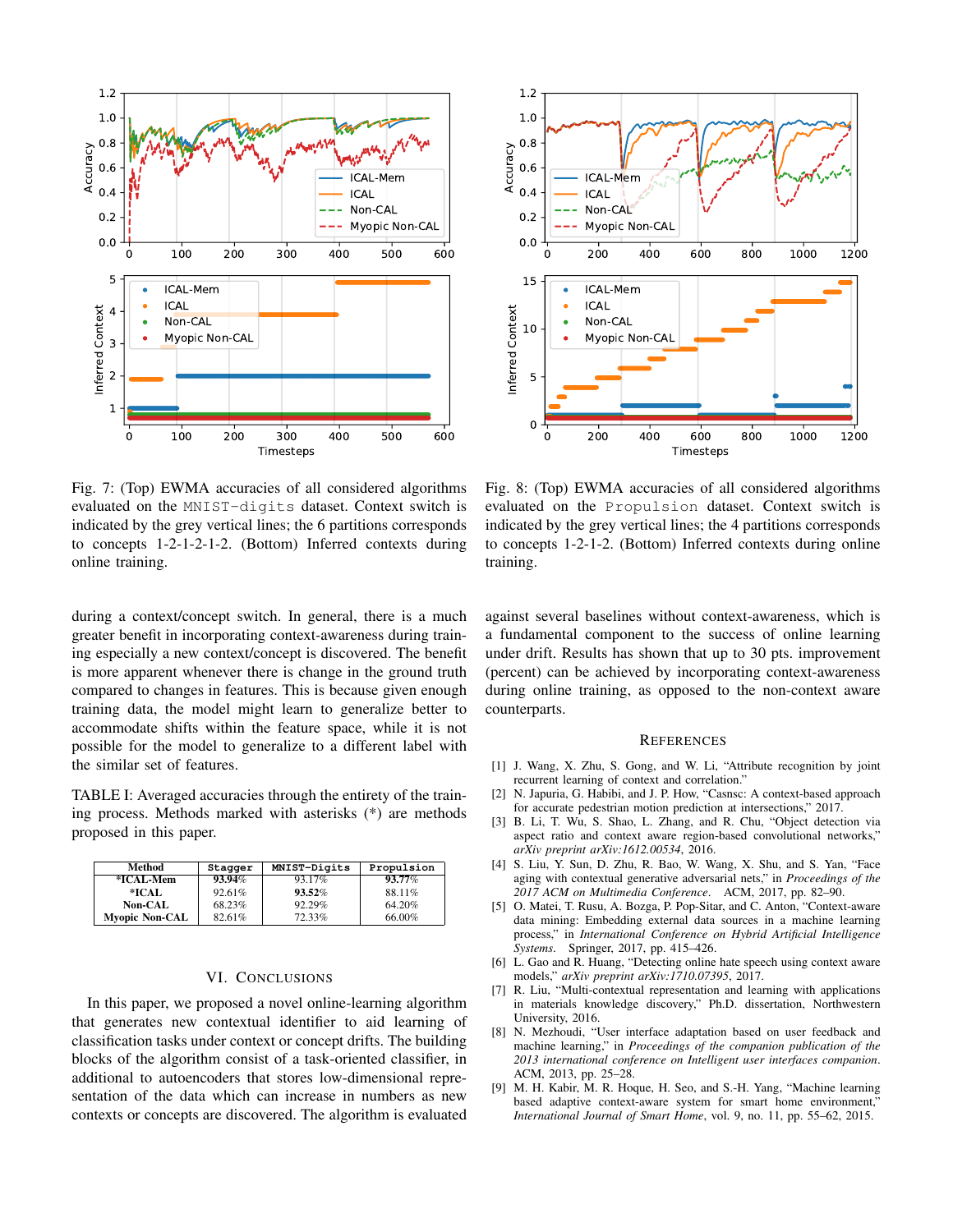1.2
1.0
0.8
0.6
0.4
0.2
0.0
Accuracy
0 100 200 300 400 500 600
ICAL-Mem
ICAL
Non-CAL
Myopic Non-CAL

5
4
3
2
1
Inferred Context
0 100 200 300 400 500 600
Timesteps
ICAL-Mem
ICAL
Non-CAL
Myopic Non-CAL

Fig. 7: (Top) EWMA accuracies of all considered algorithms evaluated on the MNIST-digits dataset. Context switch is indicated by the grey vertical lines; the 6 partitions corresponds to concepts 1-2-1-2-1-2. (Bottom) Inferred contexts during online training.

1.2
1.0
0.8
0.6
0.4
0.2
0.0
Accuracy
0 200 400 600 800 1000 1200
ICAL-Mem
ICAL
Non-CAL
Myopic Non-CAL

15
10
5
0
Inferred Context
0 200 400 600 800 1000 1200
Timesteps
ICAL-Mem
ICAL
Non-CAL
Myopic Non-CAL

Fig. 8: (Top) EWMA accuracies of all considered algorithms evaluated on the Propulsion dataset. Context switch is indicated by the grey vertical lines; the 4 partitions corresponds to concepts 1-2-1-2. (Bottom) Inferred contexts during online training.

during a context/concept switch. In general, there is a much greater benefit in incorporating context-awareness during training especially a new context/concept is discovered. The benefit is more apparent whenever there is change in the ground truth compared to changes in features. This is because given enough training data, the model might learn to generalize better to accommodate shifts within the feature space, while it is not possible for the model to generalize to a different label with the similar set of features.

TABLE I: Averaged accuracies through the entirety of the training process. Methods marked with asterisks (*) are methods proposed in this paper.

| Method | Stagger | MNIST-Digits | Propulsion |
|---|---|---|---|
| **\*ICAL-Mem** | **93.94%** | 93.17% | **93.77%** |
| **\*ICAL** | 92.61% | **93.52%** | 88.11% |
| **Non-CAL** | 68.23% | 92.29% | 64.20% |
| **Myopic Non-CAL** | 82.61% | 72.33% | 66.00% |

## VI. Conclusions

In this paper, we proposed a novel online-learning algorithm that generates new contextual identifier to aid learning of classification tasks under context or concept drifts. The building blocks of the algorithm consist of a task-oriented classifier, in additional to autoencoders that stores low-dimensional representation of the data which can increase in numbers as new contexts or concepts are discovered. The algorithm is evaluated against several baselines without context-awareness, which is a fundamental component to the success of online learning under drift. Results has shown that up to 30 pts. improvement (percent) can be achieved by incorporating context-awareness during online training, as opposed to the non-context aware counterparts.

## References

[1] J. Wang, X. Zhu, S. Gong, and W. Li, "Attribute recognition by joint recurrent learning of context and correlation."

[2] N. Japuria, G. Habibi, and J. P. How, "Casnsc: A context-based approach for accurate pedestrian motion prediction at intersections," 2017.

[3] B. Li, T. Wu, S. Shao, L. Zhang, and R. Chu, "Object detection via aspect ratio and context aware region-based convolutional networks," *arXiv preprint arXiv:1612.00534*, 2016.

[4] S. Liu, Y. Sun, D. Zhu, R. Bao, W. Wang, X. Shu, and S. Yan, "Face aging with contextual generative adversarial nets," in *Proceedings of the 2017 ACM on Multimedia Conference*. ACM, 2017, pp. 82–90.

[5] O. Matei, T. Rusu, A. Bozga, P. Pop-Sitar, and C. Anton, "Context-aware data mining: Embedding external data sources in a machine learning process," in *International Conference on Hybrid Artificial Intelligence Systems*. Springer, 2017, pp. 415–426.

[6] L. Gao and R. Huang, "Detecting online hate speech using context aware models," *arXiv preprint arXiv:1710.07395*, 2017.

[7] R. Liu, "Multi-contextual representation and learning with applications in materials knowledge discovery," Ph.D. dissertation, Northwestern University, 2016.

[8] N. Mezhoudi, "User interface adaptation based on user feedback and machine learning," in *Proceedings of the companion publication of the 2013 international conference on Intelligent user interfaces companion*. ACM, 2013, pp. 25–28.

[9] M. H. Kabir, M. R. Hoque, H. Seo, and S.-H. Yang, "Machine learning based adaptive context-aware system for smart home environment," *International Journal of Smart Home*, vol. 9, no. 11, pp. 55–62, 2015.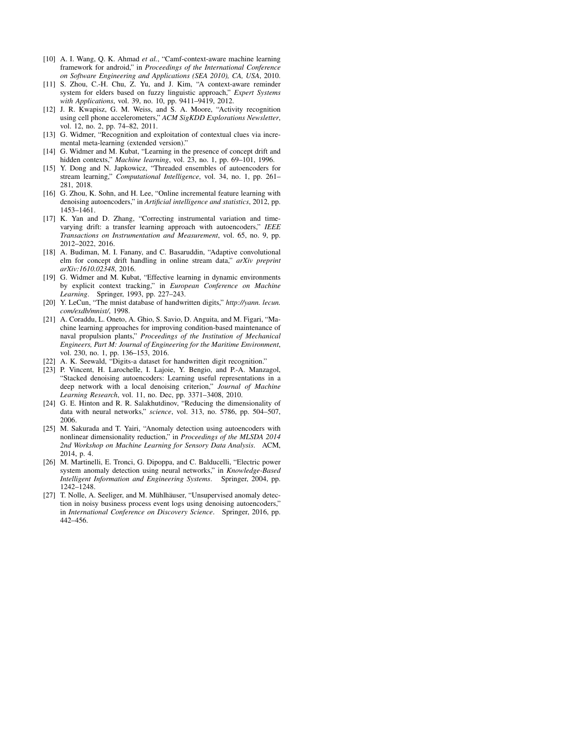[10] A. I. Wang, Q. K. Ahmad *et al.*, "Camf-context-aware machine learning framework for android," in *Proceedings of the International Conference on Software Engineering and Applications (SEA 2010), CA, USA*, 2010.

[11] S. Zhou, C.-H. Chu, Z. Yu, and J. Kim, "A context-aware reminder system for elders based on fuzzy linguistic approach," *Expert Systems with Applications*, vol. 39, no. 10, pp. 9411–9419, 2012.

[12] J. R. Kwapisz, G. M. Weiss, and S. A. Moore, "Activity recognition using cell phone accelerometers," *ACM SigKDD Explorations Newsletter*, vol. 12, no. 2, pp. 74–82, 2011.

[13] G. Widmer, "Recognition and exploitation of contextual clues via incremental meta-learning (extended version)."

[14] G. Widmer and M. Kubat, "Learning in the presence of concept drift and hidden contexts," *Machine learning*, vol. 23, no. 1, pp. 69–101, 1996.

[15] Y. Dong and N. Japkowicz, "Threaded ensembles of autoencoders for stream learning," *Computational Intelligence*, vol. 34, no. 1, pp. 261–281, 2018.

[16] G. Zhou, K. Sohn, and H. Lee, "Online incremental feature learning with denoising autoencoders," in *Artificial intelligence and statistics*, 2012, pp. 1453–1461.

[17] K. Yan and D. Zhang, "Correcting instrumental variation and time-varying drift: a transfer learning approach with autoencoders," *IEEE Transactions on Instrumentation and Measurement*, vol. 65, no. 9, pp. 2012–2022, 2016.

[18] A. Budiman, M. I. Fanany, and C. Basaruddin, "Adaptive convolutional elm for concept drift handling in online stream data," *arXiv preprint arXiv:1610.02348*, 2016.

[19] G. Widmer and M. Kubat, "Effective learning in dynamic environments by explicit context tracking," in *European Conference on Machine Learning*. Springer, 1993, pp. 227–243.

[20] Y. LeCun, "The mnist database of handwritten digits," *http://yann. lecun. com/exdb/mnist/*, 1998.

[21] A. Coraddu, L. Oneto, A. Ghio, S. Savio, D. Anguita, and M. Figari, "Machine learning approaches for improving condition-based maintenance of naval propulsion plants," *Proceedings of the Institution of Mechanical Engineers, Part M: Journal of Engineering for the Maritime Environment*, vol. 230, no. 1, pp. 136–153, 2016.

[22] A. K. Seewald, "Digits-a dataset for handwritten digit recognition."

[23] P. Vincent, H. Larochelle, I. Lajoie, Y. Bengio, and P.-A. Manzagol, "Stacked denoising autoencoders: Learning useful representations in a deep network with a local denoising criterion," *Journal of Machine Learning Research*, vol. 11, no. Dec, pp. 3371–3408, 2010.

[24] G. E. Hinton and R. R. Salakhutdinov, "Reducing the dimensionality of data with neural networks," *science*, vol. 313, no. 5786, pp. 504–507, 2006.

[25] M. Sakurada and T. Yairi, "Anomaly detection using autoencoders with nonlinear dimensionality reduction," in *Proceedings of the MLSDA 2014 2nd Workshop on Machine Learning for Sensory Data Analysis*. ACM, 2014, p. 4.

[26] M. Martinelli, E. Tronci, G. Dipoppa, and C. Balducelli, "Electric power system anomaly detection using neural networks," in *Knowledge-Based Intelligent Information and Engineering Systems*. Springer, 2004, pp. 1242–1248.

[27] T. Nolle, A. Seeliger, and M. Mühlhäuser, "Unsupervised anomaly detection in noisy business process event logs using denoising autoencoders," in *International Conference on Discovery Science*. Springer, 2016, pp. 442–456.